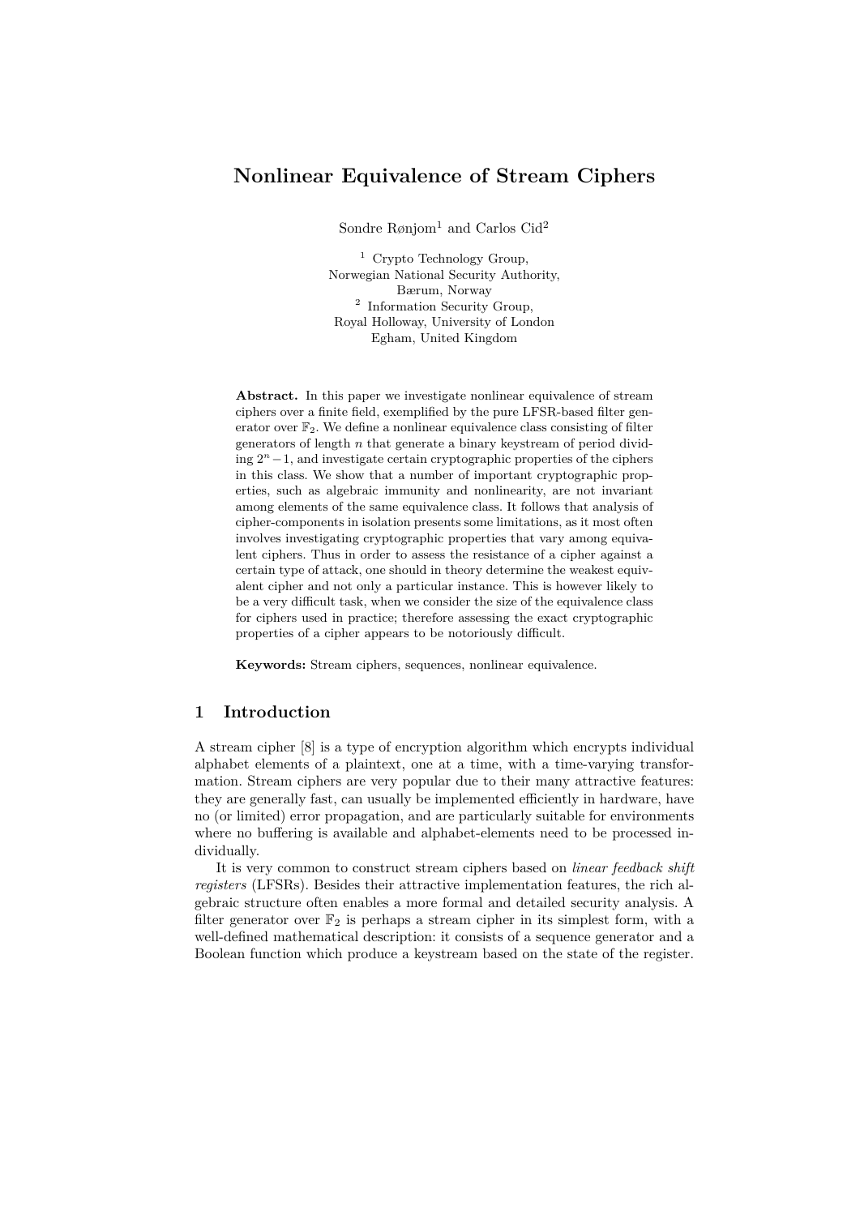# Nonlinear Equivalence of Stream Ciphers

Sondre Rønjom[1] and Carlos Cid[2]

[1] Crypto Technology Group,
Norwegian National Security Authority,
Bærum, Norway

[2] Information Security Group,
Royal Holloway, University of London
Egham, United Kingdom

**Abstract.** In this paper we investigate nonlinear equivalence of stream ciphers over a finite field, exemplified by the pure LFSR-based filter generator over $\mathbb{F}_2$. We define a nonlinear equivalence class consisting of filter generators of length $n$ that generate a binary keystream of period dividing $2^n - 1$, and investigate certain cryptographic properties of the ciphers in this class. We show that a number of important cryptographic properties, such as algebraic immunity and nonlinearity, are not invariant among elements of the same equivalence class. It follows that analysis of cipher-components in isolation presents some limitations, as it most often involves investigating cryptographic properties that vary among equivalent ciphers. Thus in order to assess the resistance of a cipher against a certain type of attack, one should in theory determine the weakest equivalent cipher and not only a particular instance. This is however likely to be a very difficult task, when we consider the size of the equivalence class for ciphers used in practice; therefore assessing the exact cryptographic properties of a cipher appears to be notoriously difficult.

**Keywords:** Stream ciphers, sequences, nonlinear equivalence.

## 1 Introduction

A stream cipher [8] is a type of encryption algorithm which encrypts individual alphabet elements of a plaintext, one at a time, with a time-varying transformation. Stream ciphers are very popular due to their many attractive features: they are generally fast, can usually be implemented efficiently in hardware, have no (or limited) error propagation, and are particularly suitable for environments where no buffering is available and alphabet-elements need to be processed individually.

It is very common to construct stream ciphers based on *linear feedback shift registers* (LFSRs). Besides their attractive implementation features, the rich algebraic structure often enables a more formal and detailed security analysis. A filter generator over $\mathbb{F}_2$ is perhaps a stream cipher in its simplest form, with a well-defined mathematical description: it consists of a sequence generator and a Boolean function which produce a keystream based on the state of the register.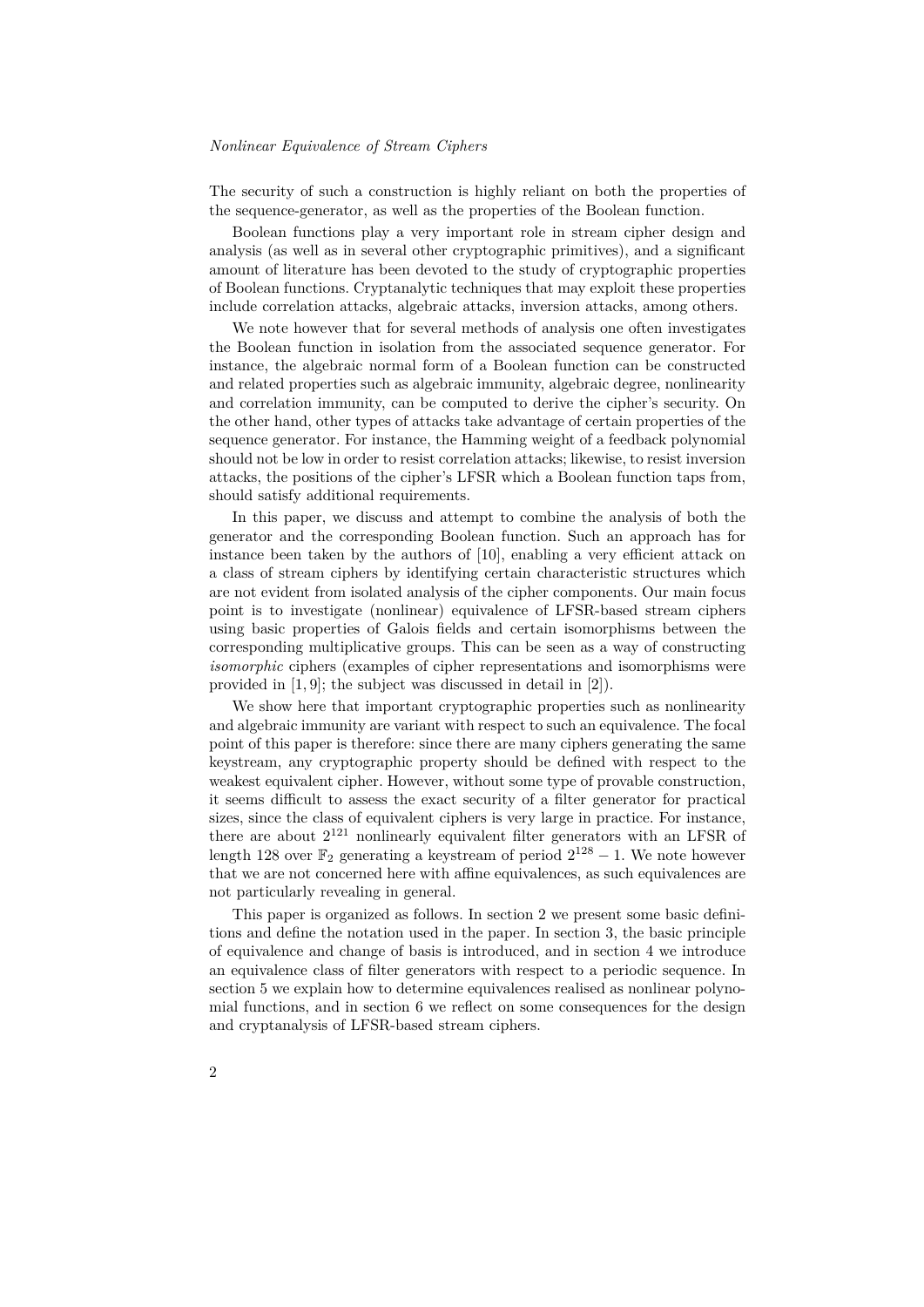The security of such a construction is highly reliant on both the properties of the sequence-generator, as well as the properties of the Boolean function.

Boolean functions play a very important role in stream cipher design and analysis (as well as in several other cryptographic primitives), and a significant amount of literature has been devoted to the study of cryptographic properties of Boolean functions. Cryptanalytic techniques that may exploit these properties include correlation attacks, algebraic attacks, inversion attacks, among others.

We note however that for several methods of analysis one often investigates the Boolean function in isolation from the associated sequence generator. For instance, the algebraic normal form of a Boolean function can be constructed and related properties such as algebraic immunity, algebraic degree, nonlinearity and correlation immunity, can be computed to derive the cipher's security. On the other hand, other types of attacks take advantage of certain properties of the sequence generator. For instance, the Hamming weight of a feedback polynomial should not be low in order to resist correlation attacks; likewise, to resist inversion attacks, the positions of the cipher's LFSR which a Boolean function taps from, should satisfy additional requirements.

In this paper, we discuss and attempt to combine the analysis of both the generator and the corresponding Boolean function. Such an approach has for instance been taken by the authors of [10], enabling a very efficient attack on a class of stream ciphers by identifying certain characteristic structures which are not evident from isolated analysis of the cipher components. Our main focus point is to investigate (nonlinear) equivalence of LFSR-based stream ciphers using basic properties of Galois fields and certain isomorphisms between the corresponding multiplicative groups. This can be seen as a way of constructing *isomorphic* ciphers (examples of cipher representations and isomorphisms were provided in [1, 9]; the subject was discussed in detail in [2]).

We show here that important cryptographic properties such as nonlinearity and algebraic immunity are variant with respect to such an equivalence. The focal point of this paper is therefore: since there are many ciphers generating the same keystream, any cryptographic property should be defined with respect to the weakest equivalent cipher. However, without some type of provable construction, it seems difficult to assess the exact security of a filter generator for practical sizes, since the class of equivalent ciphers is very large in practice. For instance, there are about $2^{121}$ nonlinearly equivalent filter generators with an LFSR of length 128 over $\mathbb{F}_2$ generating a keystream of period $2^{128} - 1$. We note however that we are not concerned here with affine equivalences, as such equivalences are not particularly revealing in general.

This paper is organized as follows. In section 2 we present some basic definitions and define the notation used in the paper. In section 3, the basic principle of equivalence and change of basis is introduced, and in section 4 we introduce an equivalence class of filter generators with respect to a periodic sequence. In section 5 we explain how to determine equivalences realised as nonlinear polynomial functions, and in section 6 we reflect on some consequences for the design and cryptanalysis of LFSR-based stream ciphers.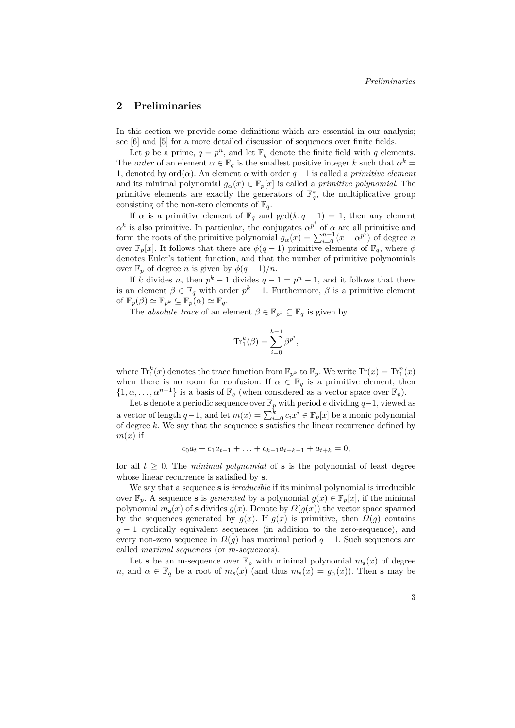## 2 Preliminaries

In this section we provide some definitions which are essential in our analysis; see [6] and [5] for a more detailed discussion of sequences over finite fields.

Let $p$ be a prime, $q = p^n$, and let $\mathbb{F}_q$ denote the finite field with $q$ elements. The *order* of an element $\alpha \in \mathbb{F}_q$ is the smallest positive integer $k$ such that $\alpha^k = 1$, denoted by $\mathrm{ord}(\alpha)$. An element $\alpha$ with order $q-1$ is called a *primitive element* and its minimal polynomial $g_\alpha(x) \in \mathbb{F}_p[x]$ is called a *primitive polynomial*. The primitive elements are exactly the generators of $\mathbb{F}_q^*$, the multiplicative group consisting of the non-zero elements of $\mathbb{F}_q$.

If $\alpha$ is a primitive element of $\mathbb{F}_q$ and $\gcd(k, q-1) = 1$, then any element $\alpha^k$ is also primitive. In particular, the conjugates $\alpha^{p^i}$ of $\alpha$ are all primitive and form the roots of the primitive polynomial $g_\alpha(x) = \sum_{i=0}^{n-1}(x - \alpha^{p^i})$ of degree $n$ over $\mathbb{F}_p[x]$. It follows that there are $\phi(q-1)$ primitive elements of $\mathbb{F}_q$, where $\phi$ denotes Euler's totient function, and that the number of primitive polynomials over $\mathbb{F}_p$ of degree $n$ is given by $\phi(q-1)/n$.

If $k$ divides $n$, then $p^k - 1$ divides $q - 1 = p^n - 1$, and it follows that there is an element $\beta \in \mathbb{F}_q$ with order $p^k - 1$. Furthermore, $\beta$ is a primitive element of $\mathbb{F}_p(\beta) \simeq \mathbb{F}_{p^k} \subseteq \mathbb{F}_p(\alpha) \simeq \mathbb{F}_q$.

The *absolute trace* of an element $\beta \in \mathbb{F}_{p^k} \subseteq \mathbb{F}_q$ is given by

$$\mathrm{Tr}_1^k(\beta) = \sum_{i=0}^{k-1} \beta^{p^i},$$

where $\mathrm{Tr}_1^k(x)$ denotes the trace function from $\mathbb{F}_{p^k}$ to $\mathbb{F}_p$. We write $\mathrm{Tr}(x) = \mathrm{Tr}_1^n(x)$ when there is no room for confusion. If $\alpha \in \mathbb{F}_q$ is a primitive element, then $\{1, \alpha, \ldots, \alpha^{n-1}\}$ is a basis of $\mathbb{F}_q$ (when considered as a vector space over $\mathbb{F}_p$).

Let $\mathbf{s}$ denote a periodic sequence over $\mathbb{F}_p$ with period $e$ dividing $q-1$, viewed as a vector of length $q-1$, and let $m(x) = \sum_{i=0}^{k} c_i x^i \in \mathbb{F}_p[x]$ be a monic polynomial of degree $k$. We say that the sequence $\mathbf{s}$ satisfies the linear recurrence defined by $m(x)$ if

$$c_0 a_t + c_1 a_{t+1} + \ldots + c_{k-1} a_{t+k-1} + a_{t+k} = 0,$$

for all $t \geq 0$. The *minimal polynomial* of $\mathbf{s}$ is the polynomial of least degree whose linear recurrence is satisfied by $\mathbf{s}$.

We say that a sequence $\mathbf{s}$ is *irreducible* if its minimal polynomial is irreducible over $\mathbb{F}_p$. A sequence $\mathbf{s}$ is *generated* by a polynomial $g(x) \in \mathbb{F}_p[x]$, if the minimal polynomial $m_{\mathbf{s}}(x)$ of $\mathbf{s}$ divides $g(x)$. Denote by $\Omega(g(x))$ the vector space spanned by the sequences generated by $g(x)$. If $g(x)$ is primitive, then $\Omega(g)$ contains $q-1$ cyclically equivalent sequences (in addition to the zero-sequence), and every non-zero sequence in $\Omega(g)$ has maximal period $q-1$. Such sequences are called *maximal sequences* (or *m-sequences*).

Let $\mathbf{s}$ be an m-sequence over $\mathbb{F}_p$ with minimal polynomial $m_{\mathbf{s}}(x)$ of degree $n$, and $\alpha \in \mathbb{F}_q$ be a root of $m_{\mathbf{s}}(x)$ (and thus $m_{\mathbf{s}}(x) = g_\alpha(x)$). Then $\mathbf{s}$ may be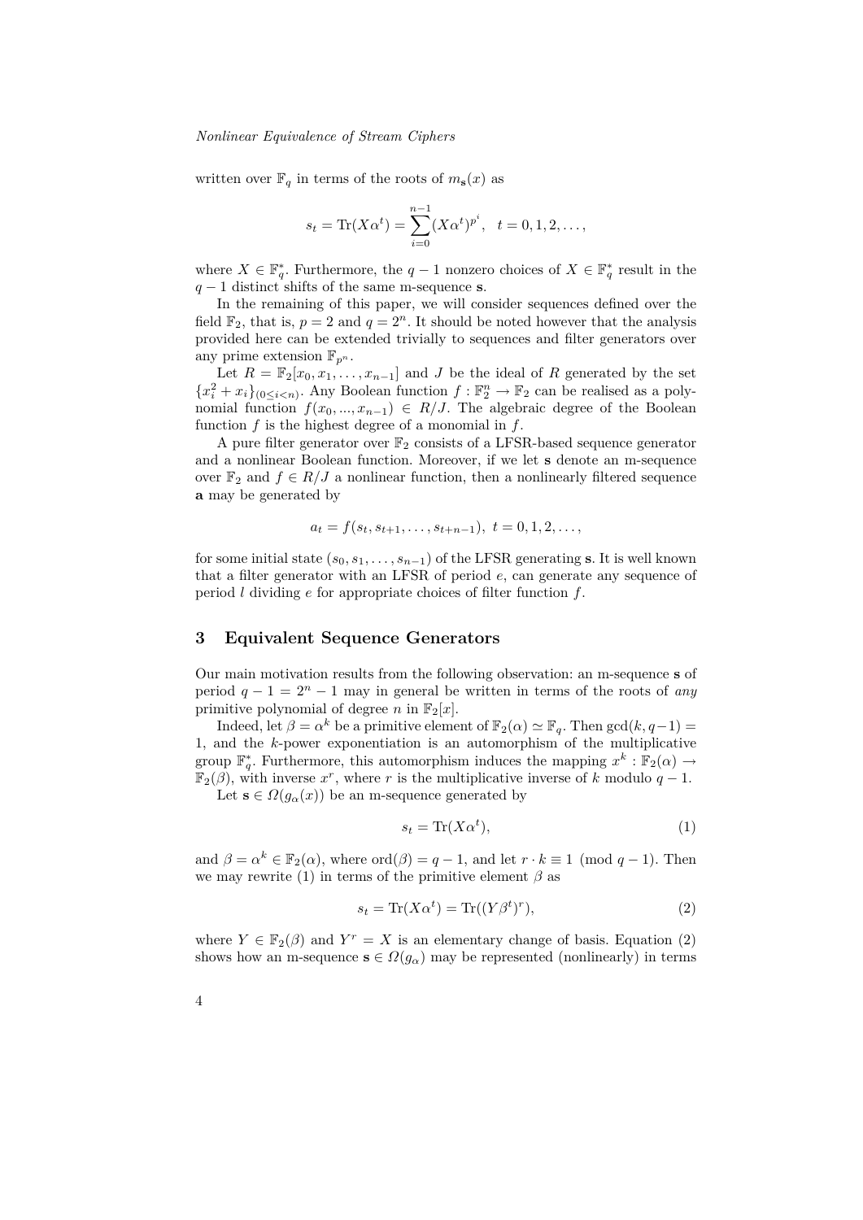written over $\mathbb{F}_q$ in terms of the roots of $m_{\mathbf{s}}(x)$ as

$$s_t = \mathrm{Tr}(X\alpha^t) = \sum_{i=0}^{n-1} (X\alpha^t)^{p^i}, \quad t = 0, 1, 2, \ldots,$$

where $X \in \mathbb{F}_q^*$. Furthermore, the $q-1$ nonzero choices of $X \in \mathbb{F}_q^*$ result in the $q-1$ distinct shifts of the same m-sequence $\mathbf{s}$.

In the remaining of this paper, we will consider sequences defined over the field $\mathbb{F}_2$, that is, $p = 2$ and $q = 2^n$. It should be noted however that the analysis provided here can be extended trivially to sequences and filter generators over any prime extension $\mathbb{F}_{p^n}$.

Let $R = \mathbb{F}_2[x_0, x_1, \ldots, x_{n-1}]$ and $J$ be the ideal of $R$ generated by the set $\{x_i^2 + x_i\}_{(0 \le i < n)}$. Any Boolean function $f : \mathbb{F}_2^n \to \mathbb{F}_2$ can be realised as a polynomial function $f(x_0, ..., x_{n-1}) \in R/J$. The algebraic degree of the Boolean function $f$ is the highest degree of a monomial in $f$.

A pure filter generator over $\mathbb{F}_2$ consists of a LFSR-based sequence generator and a nonlinear Boolean function. Moreover, if we let $\mathbf{s}$ denote an m-sequence over $\mathbb{F}_2$ and $f \in R/J$ a nonlinear function, then a nonlinearly filtered sequence $\mathbf{a}$ may be generated by

$$a_t = f(s_t, s_{t+1}, \ldots, s_{t+n-1}), \; t = 0, 1, 2, \ldots,$$

for some initial state $(s_0, s_1, \ldots, s_{n-1})$ of the LFSR generating $\mathbf{s}$. It is well known that a filter generator with an LFSR of period $e$, can generate any sequence of period $l$ dividing $e$ for appropriate choices of filter function $f$.

## 3 Equivalent Sequence Generators

Our main motivation results from the following observation: an m-sequence $\mathbf{s}$ of period $q - 1 = 2^n - 1$ may in general be written in terms of the roots of *any* primitive polynomial of degree $n$ in $\mathbb{F}_2[x]$.

Indeed, let $\beta = \alpha^k$ be a primitive element of $\mathbb{F}_2(\alpha) \simeq \mathbb{F}_q$. Then $\gcd(k, q-1) = 1$, and the $k$-power exponentiation is an automorphism of the multiplicative group $\mathbb{F}_q^*$. Furthermore, this automorphism induces the mapping $x^k : \mathbb{F}_2(\alpha) \to \mathbb{F}_2(\beta)$, with inverse $x^r$, where $r$ is the multiplicative inverse of $k$ modulo $q-1$.

Let $\mathbf{s} \in \Omega(g_\alpha(x))$ be an m-sequence generated by

$$s_t = \mathrm{Tr}(X\alpha^t), \tag{1}$$

and $\beta = \alpha^k \in \mathbb{F}_2(\alpha)$, where $\mathrm{ord}(\beta) = q - 1$, and let $r \cdot k \equiv 1 \pmod{q-1}$. Then we may rewrite (1) in terms of the primitive element $\beta$ as

$$s_t = \mathrm{Tr}(X\alpha^t) = \mathrm{Tr}((Y\beta^t)^r), \tag{2}$$

where $Y \in \mathbb{F}_2(\beta)$ and $Y^r = X$ is an elementary change of basis. Equation (2) shows how an m-sequence $\mathbf{s} \in \Omega(g_\alpha)$ may be represented (nonlinearly) in terms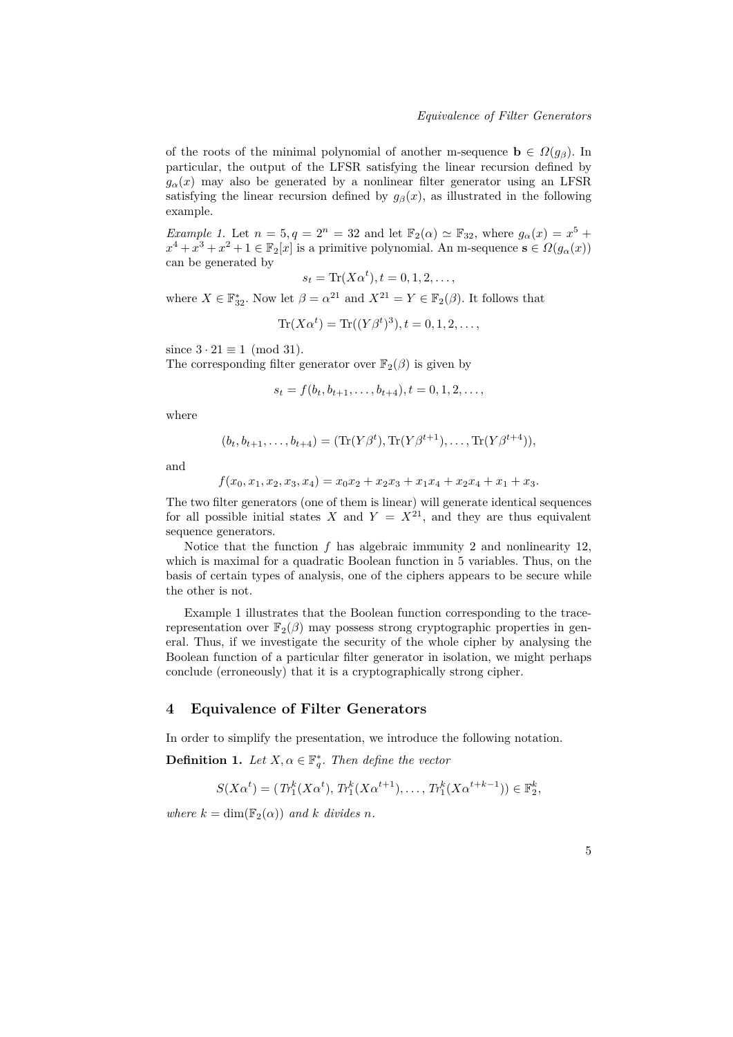of the roots of the minimal polynomial of another m-sequence $\mathbf{b} \in \Omega(g_\beta)$. In particular, the output of the LFSR satisfying the linear recursion defined by $g_\alpha(x)$ may also be generated by a nonlinear filter generator using an LFSR satisfying the linear recursion defined by $g_\beta(x)$, as illustrated in the following example.

*Example 1.* Let $n = 5, q = 2^n = 32$ and let $\mathbb{F}_2(\alpha) \simeq \mathbb{F}_{32}$, where $g_\alpha(x) = x^5 + x^4 + x^3 + x^2 + 1 \in \mathbb{F}_2[x]$ is a primitive polynomial. An m-sequence $\mathbf{s} \in \Omega(g_\alpha(x))$ can be generated by

$$s_t = \mathrm{Tr}(X\alpha^t), t = 0, 1, 2, \ldots,$$

where $X \in \mathbb{F}_{32}^*$. Now let $\beta = \alpha^{21}$ and $X^{21} = Y \in \mathbb{F}_2(\beta)$. It follows that

$$\mathrm{Tr}(X\alpha^t) = \mathrm{Tr}((Y\beta^t)^3), t = 0, 1, 2, \ldots,$$

since $3 \cdot 21 \equiv 1 \pmod{31}$.
The corresponding filter generator over $\mathbb{F}_2(\beta)$ is given by

$$s_t = f(b_t, b_{t+1}, \ldots, b_{t+4}), t = 0, 1, 2, \ldots,$$

where

$$(b_t, b_{t+1}, \ldots, b_{t+4}) = (\mathrm{Tr}(Y\beta^t), \mathrm{Tr}(Y\beta^{t+1}), \ldots, \mathrm{Tr}(Y\beta^{t+4})),$$

and

$$f(x_0, x_1, x_2, x_3, x_4) = x_0x_2 + x_2x_3 + x_1x_4 + x_2x_4 + x_1 + x_3.$$

The two filter generators (one of them is linear) will generate identical sequences for all possible initial states $X$ and $Y = X^{21}$, and they are thus equivalent sequence generators.

Notice that the function $f$ has algebraic immunity 2 and nonlinearity 12, which is maximal for a quadratic Boolean function in 5 variables. Thus, on the basis of certain types of analysis, one of the ciphers appears to be secure while the other is not.

Example 1 illustrates that the Boolean function corresponding to the trace-representation over $\mathbb{F}_2(\beta)$ may possess strong cryptographic properties in general. Thus, if we investigate the security of the whole cipher by analysing the Boolean function of a particular filter generator in isolation, we might perhaps conclude (erroneously) that it is a cryptographically strong cipher.

## 4 Equivalence of Filter Generators

In order to simplify the presentation, we introduce the following notation.

**Definition 1.** *Let $X, \alpha \in \mathbb{F}_q^*$. Then define the vector*

$$S(X\alpha^t) = (Tr_1^k(X\alpha^t), Tr_1^k(X\alpha^{t+1}), \ldots, Tr_1^k(X\alpha^{t+k-1})) \in \mathbb{F}_2^k,$$

*where $k = \dim(\mathbb{F}_2(\alpha))$ and $k$ divides $n$.*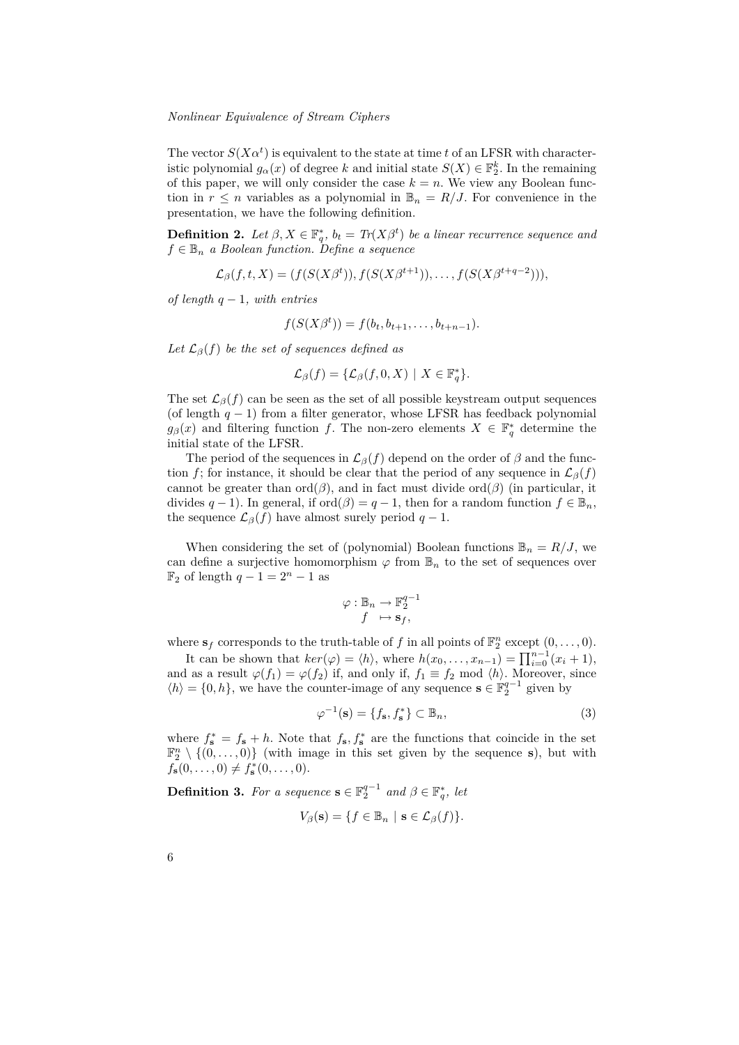The vector $S(X\alpha^t)$ is equivalent to the state at time $t$ of an LFSR with characteristic polynomial $g_\alpha(x)$ of degree $k$ and initial state $S(X) \in \mathbb{F}_2^k$. In the remaining of this paper, we will only consider the case $k = n$. We view any Boolean function in $r \leq n$ variables as a polynomial in $\mathbb{B}_n = R/J$. For convenience in the presentation, we have the following definition.

**Definition 2.** *Let $\beta, X \in \mathbb{F}_q^*$, $b_t = Tr(X\beta^t)$ be a linear recurrence sequence and $f \in \mathbb{B}_n$ a Boolean function. Define a sequence*

$$\mathcal{L}_\beta(f, t, X) = (f(S(X\beta^t)), f(S(X\beta^{t+1})), \ldots, f(S(X\beta^{t+q-2}))),$$

*of length $q-1$, with entries*

$$f(S(X\beta^t)) = f(b_t, b_{t+1}, \ldots, b_{t+n-1}).$$

*Let $\mathcal{L}_\beta(f)$ be the set of sequences defined as*

$$\mathcal{L}_\beta(f) = \{\mathcal{L}_\beta(f, 0, X) \mid X \in \mathbb{F}_q^*\}.$$

The set $\mathcal{L}_\beta(f)$ can be seen as the set of all possible keystream output sequences (of length $q-1$) from a filter generator, whose LFSR has feedback polynomial $g_\beta(x)$ and filtering function $f$. The non-zero elements $X \in \mathbb{F}_q^*$ determine the initial state of the LFSR.

The period of the sequences in $\mathcal{L}_\beta(f)$ depend on the order of $\beta$ and the function $f$; for instance, it should be clear that the period of any sequence in $\mathcal{L}_\beta(f)$ cannot be greater than $\mathrm{ord}(\beta)$, and in fact must divide $\mathrm{ord}(\beta)$ (in particular, it divides $q-1$). In general, if $\mathrm{ord}(\beta) = q-1$, then for a random function $f \in \mathbb{B}_n$, the sequence $\mathcal{L}_\beta(f)$ have almost surely period $q-1$.

When considering the set of (polynomial) Boolean functions $\mathbb{B}_n = R/J$, we can define a surjective homomorphism $\varphi$ from $\mathbb{B}_n$ to the set of sequences over $\mathbb{F}_2$ of length $q-1 = 2^n - 1$ as

$$\begin{aligned} \varphi : \mathbb{B}_n &\rightarrow \mathbb{F}_2^{q-1} \\ f &\mapsto \mathbf{s}_f, \end{aligned}$$

where $\mathbf{s}_f$ corresponds to the truth-table of $f$ in all points of $\mathbb{F}_2^n$ except $(0, \ldots, 0)$.

It can be shown that $ker(\varphi) = \langle h \rangle$, where $h(x_0, \ldots, x_{n-1}) = \prod_{i=0}^{n-1}(x_i + 1)$, and as a result $\varphi(f_1) = \varphi(f_2)$ if, and only if, $f_1 \equiv f_2 \mod \langle h \rangle$. Moreover, since $\langle h \rangle = \{0, h\}$, we have the counter-image of any sequence $\mathbf{s} \in \mathbb{F}_2^{q-1}$ given by

$$\varphi^{-1}(\mathbf{s}) = \{f_\mathbf{s}, f_\mathbf{s}^*\} \subset \mathbb{B}_n, \tag{3}$$

where $f_\mathbf{s}^* = f_\mathbf{s} + h$. Note that $f_\mathbf{s}, f_\mathbf{s}^*$ are the functions that coincide in the set $\mathbb{F}_2^n \setminus \{(0, \ldots, 0)\}$ (with image in this set given by the sequence $\mathbf{s}$), but with $f_\mathbf{s}(0, \ldots, 0) \neq f_\mathbf{s}^*(0, \ldots, 0)$.

**Definition 3.** *For a sequence $\mathbf{s} \in \mathbb{F}_2^{q-1}$ and $\beta \in \mathbb{F}_q^*$, let*

$$V_\beta(\mathbf{s}) = \{f \in \mathbb{B}_n \mid \mathbf{s} \in \mathcal{L}_\beta(f)\}.$$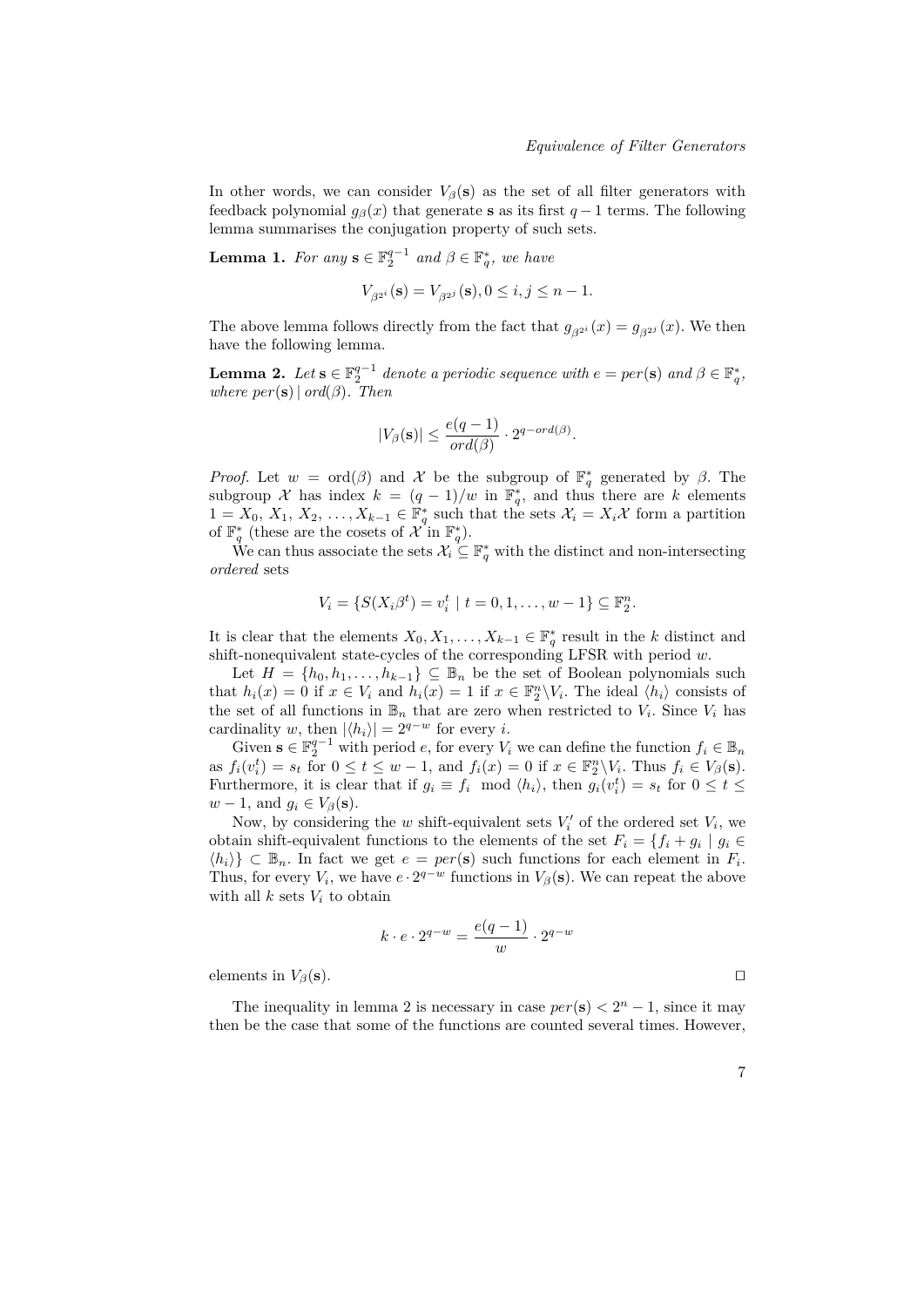In other words, we can consider $V_\beta(\mathbf{s})$ as the set of all filter generators with feedback polynomial $g_\beta(x)$ that generate $\mathbf{s}$ as its first $q-1$ terms. The following lemma summarises the conjugation property of such sets.

**Lemma 1.** *For any $\mathbf{s} \in \mathbb{F}_2^{q-1}$ and $\beta \in \mathbb{F}_q^*$, we have*

$$V_{\beta^{2^i}}(\mathbf{s}) = V_{\beta^{2^j}}(\mathbf{s}), 0 \leq i, j \leq n-1.$$

The above lemma follows directly from the fact that $g_{\beta^{2^i}}(x) = g_{\beta^{2^j}}(x)$. We then have the following lemma.

**Lemma 2.** *Let $\mathbf{s} \in \mathbb{F}_2^{q-1}$ denote a periodic sequence with $e = per(\mathbf{s})$ and $\beta \in \mathbb{F}_q^*$, where $per(\mathbf{s}) \mid ord(\beta)$. Then*

$$|V_\beta(\mathbf{s})| \leq \frac{e(q-1)}{ord(\beta)} \cdot 2^{q-ord(\beta)}.$$

*Proof.* Let $w = \mathrm{ord}(\beta)$ and $\mathcal{X}$ be the subgroup of $\mathbb{F}_q^*$ generated by $\beta$. The subgroup $\mathcal{X}$ has index $k = (q-1)/w$ in $\mathbb{F}_q^*$, and thus there are $k$ elements $1 = X_0, X_1, X_2, \ldots, X_{k-1} \in \mathbb{F}_q^*$ such that the sets $\mathcal{X}_i = X_i\mathcal{X}$ form a partition of $\mathbb{F}_q^*$ (these are the cosets of $\mathcal{X}$ in $\mathbb{F}_q^*$).

We can thus associate the sets $\mathcal{X}_i \subseteq \mathbb{F}_q^*$ with the distinct and non-intersecting *ordered* sets

$$V_i = \{S(X_i\beta^t) = v_i^t \mid t = 0, 1, \ldots, w-1\} \subseteq \mathbb{F}_2^n.$$

It is clear that the elements $X_0, X_1, \ldots, X_{k-1} \in \mathbb{F}_q^*$ result in the $k$ distinct and shift-nonequivalent state-cycles of the corresponding LFSR with period $w$.

Let $H = \{h_0, h_1, \ldots, h_{k-1}\} \subseteq \mathbb{B}_n$ be the set of Boolean polynomials such that $h_i(x) = 0$ if $x \in V_i$ and $h_i(x) = 1$ if $x \in \mathbb{F}_2^n \backslash V_i$. The ideal $\langle h_i \rangle$ consists of the set of all functions in $\mathbb{B}_n$ that are zero when restricted to $V_i$. Since $V_i$ has cardinality $w$, then $|\langle h_i \rangle| = 2^{q-w}$ for every $i$.

Given $\mathbf{s} \in \mathbb{F}_2^{q-1}$ with period $e$, for every $V_i$ we can define the function $f_i \in \mathbb{B}_n$ as $f_i(v_i^t) = s_t$ for $0 \leq t \leq w-1$, and $f_i(x) = 0$ if $x \in \mathbb{F}_2^n \backslash V_i$. Thus $f_i \in V_\beta(\mathbf{s})$. Furthermore, it is clear that if $g_i \equiv f_i \mod \langle h_i \rangle$, then $g_i(v_i^t) = s_t$ for $0 \leq t \leq w-1$, and $g_i \in V_\beta(\mathbf{s})$.

Now, by considering the $w$ shift-equivalent sets $V_i'$ of the ordered set $V_i$, we obtain shift-equivalent functions to the elements of the set $F_i = \{f_i + g_i \mid g_i \in \langle h_i \rangle\} \subset \mathbb{B}_n$. In fact we get $e = per(\mathbf{s})$ such functions for each element in $F_i$. Thus, for every $V_i$, we have $e \cdot 2^{q-w}$ functions in $V_\beta(\mathbf{s})$. We can repeat the above with all $k$ sets $V_i$ to obtain

$$k \cdot e \cdot 2^{q-w} = \frac{e(q-1)}{w} \cdot 2^{q-w}$$

elements in $V_\beta(\mathbf{s})$. $\square$

The inequality in lemma 2 is necessary in case $per(\mathbf{s}) < 2^n - 1$, since it may then be the case that some of the functions are counted several times. However,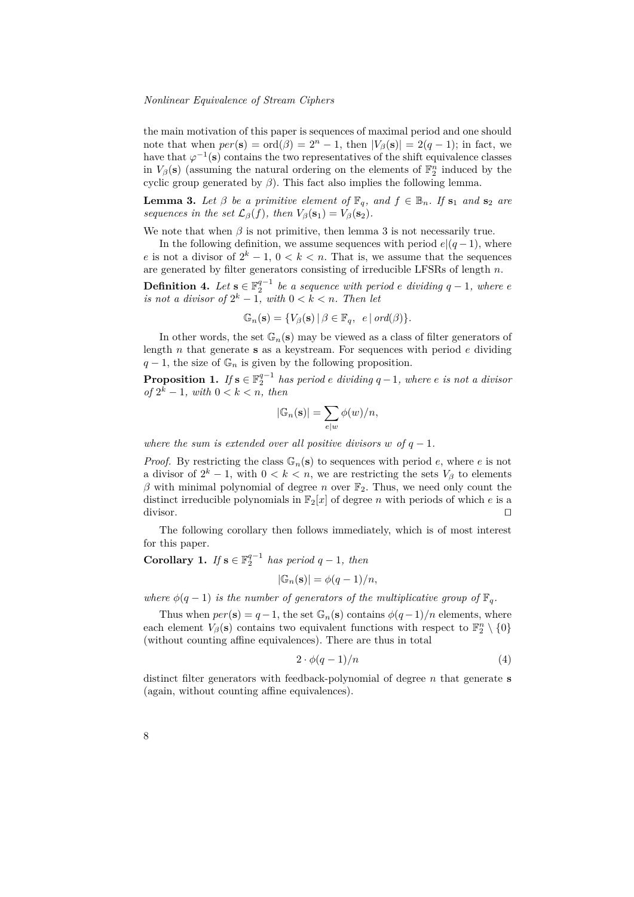the main motivation of this paper is sequences of maximal period and one should note that when $per(\mathbf{s}) = \text{ord}(\beta) = 2^n - 1$, then $|V_\beta(\mathbf{s})| = 2(q-1)$; in fact, we have that $\varphi^{-1}(\mathbf{s})$ contains the two representatives of the shift equivalence classes in $V_\beta(\mathbf{s})$ (assuming the natural ordering on the elements of $\mathbb{F}_2^n$ induced by the cyclic group generated by $\beta$). This fact also implies the following lemma.

**Lemma 3.** *Let $\beta$ be a primitive element of $\mathbb{F}_q$, and $f \in \mathbb{B}_n$. If $\mathbf{s}_1$ and $\mathbf{s}_2$ are sequences in the set $\mathcal{L}_\beta(f)$, then $V_\beta(\mathbf{s}_1) = V_\beta(\mathbf{s}_2)$.*

We note that when $\beta$ is not primitive, then lemma 3 is not necessarily true.

In the following definition, we assume sequences with period $e|(q-1)$, where $e$ is not a divisor of $2^k - 1$, $0 < k < n$. That is, we assume that the sequences are generated by filter generators consisting of irreducible LFSRs of length $n$.

**Definition 4.** *Let $\mathbf{s} \in \mathbb{F}_2^{q-1}$ be a sequence with period $e$ dividing $q-1$, where $e$ is not a divisor of $2^k - 1$, with $0 < k < n$. Then let*

$$\mathbb{G}_n(\mathbf{s}) = \{V_\beta(\mathbf{s}) \mid \beta \in \mathbb{F}_q, \;\; e \mid ord(\beta)\}.$$

In other words, the set $\mathbb{G}_n(\mathbf{s})$ may be viewed as a class of filter generators of length $n$ that generate $\mathbf{s}$ as a keystream. For sequences with period $e$ dividing $q-1$, the size of $\mathbb{G}_n$ is given by the following proposition.

**Proposition 1.** *If $\mathbf{s} \in \mathbb{F}_2^{q-1}$ has period $e$ dividing $q-1$, where $e$ is not a divisor of $2^k - 1$, with $0 < k < n$, then*

$$|\mathbb{G}_n(\mathbf{s})| = \sum_{e|w} \phi(w)/n,$$

*where the sum is extended over all positive divisors $w$ of $q-1$.*

*Proof.* By restricting the class $\mathbb{G}_n(\mathbf{s})$ to sequences with period $e$, where $e$ is not a divisor of $2^k - 1$, with $0 < k < n$, we are restricting the sets $V_\beta$ to elements $\beta$ with minimal polynomial of degree $n$ over $\mathbb{F}_2$. Thus, we need only count the distinct irreducible polynomials in $\mathbb{F}_2[x]$ of degree $n$ with periods of which $e$ is a divisor. ⊓⊔

The following corollary then follows immediately, which is of most interest for this paper.

**Corollary 1.** *If $\mathbf{s} \in \mathbb{F}_2^{q-1}$ has period $q-1$, then*

$$|\mathbb{G}_n(\mathbf{s})| = \phi(q-1)/n,$$

*where $\phi(q-1)$ is the number of generators of the multiplicative group of $\mathbb{F}_q$.*

Thus when $per(\mathbf{s}) = q-1$, the set $\mathbb{G}_n(\mathbf{s})$ contains $\phi(q-1)/n$ elements, where each element $V_\beta(\mathbf{s})$ contains two equivalent functions with respect to $\mathbb{F}_2^n \setminus \{0\}$ (without counting affine equivalences). There are thus in total

$$2 \cdot \phi(q-1)/n \tag{4}$$

distinct filter generators with feedback-polynomial of degree $n$ that generate $\mathbf{s}$ (again, without counting affine equivalences).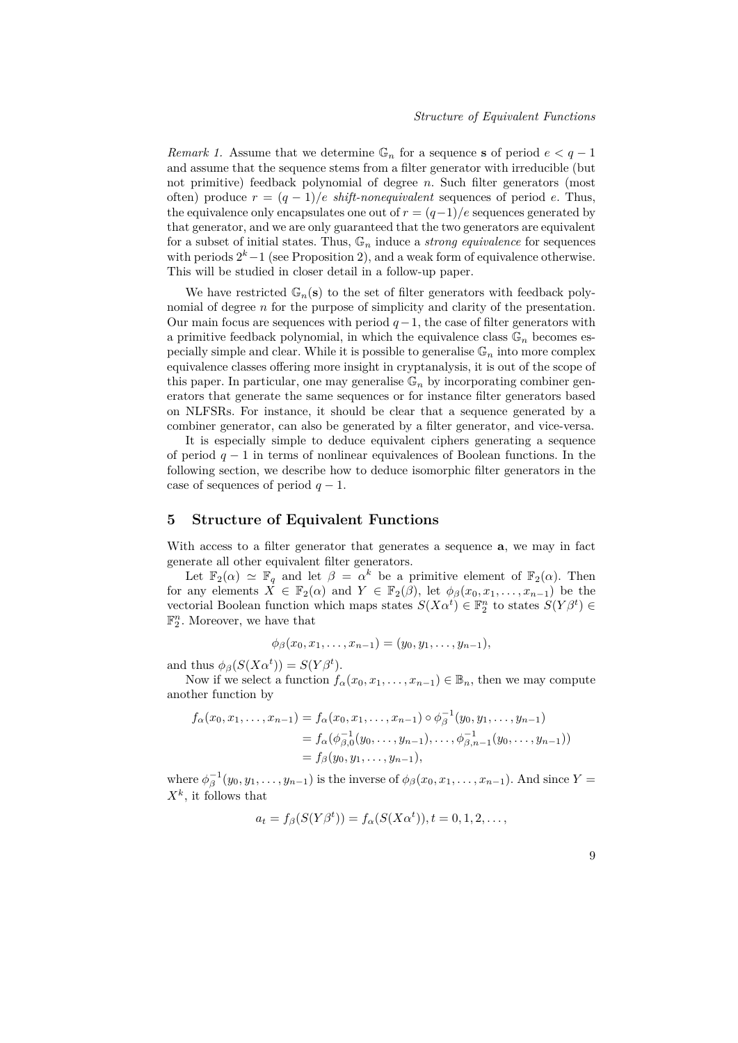*Remark 1.* Assume that we determine $\mathbb{G}_n$ for a sequence $\mathbf{s}$ of period $e < q-1$ and assume that the sequence stems from a filter generator with irreducible (but not primitive) feedback polynomial of degree $n$. Such filter generators (most often) produce $r = (q-1)/e$ *shift-nonequivalent* sequences of period $e$. Thus, the equivalence only encapsulates one out of $r = (q-1)/e$ sequences generated by that generator, and we are only guaranteed that the two generators are equivalent for a subset of initial states. Thus, $\mathbb{G}_n$ induce a *strong equivalence* for sequences with periods $2^k - 1$ (see Proposition 2), and a weak form of equivalence otherwise. This will be studied in closer detail in a follow-up paper.

We have restricted $\mathbb{G}_n(\mathbf{s})$ to the set of filter generators with feedback polynomial of degree $n$ for the purpose of simplicity and clarity of the presentation. Our main focus are sequences with period $q-1$, the case of filter generators with a primitive feedback polynomial, in which the equivalence class $\mathbb{G}_n$ becomes especially simple and clear. While it is possible to generalise $\mathbb{G}_n$ into more complex equivalence classes offering more insight in cryptanalysis, it is out of the scope of this paper. In particular, one may generalise $\mathbb{G}_n$ by incorporating combiner generators that generate the same sequences or for instance filter generators based on NLFSRs. For instance, it should be clear that a sequence generated by a combiner generator, can also be generated by a filter generator, and vice-versa.

It is especially simple to deduce equivalent ciphers generating a sequence of period $q-1$ in terms of nonlinear equivalences of Boolean functions. In the following section, we describe how to deduce isomorphic filter generators in the case of sequences of period $q-1$.

## 5 Structure of Equivalent Functions

With access to a filter generator that generates a sequence $\mathbf{a}$, we may in fact generate all other equivalent filter generators.

Let $\mathbb{F}_2(\alpha) \simeq \mathbb{F}_q$ and let $\beta = \alpha^k$ be a primitive element of $\mathbb{F}_2(\alpha)$. Then for any elements $X \in \mathbb{F}_2(\alpha)$ and $Y \in \mathbb{F}_2(\beta)$, let $\phi_\beta(x_0, x_1, \ldots, x_{n-1})$ be the vectorial Boolean function which maps states $S(X\alpha^t) \in \mathbb{F}_2^n$ to states $S(Y\beta^t) \in \mathbb{F}_2^n$. Moreover, we have that

$$\phi_\beta(x_0, x_1, \ldots, x_{n-1}) = (y_0, y_1, \ldots, y_{n-1}),$$

and thus $\phi_\beta(S(X\alpha^t)) = S(Y\beta^t)$.

Now if we select a function $f_\alpha(x_0, x_1, \ldots, x_{n-1}) \in \mathbb{B}_n$, then we may compute another function by

$$\begin{aligned}
f_\alpha(x_0, x_1, \ldots, x_{n-1}) &= f_\alpha(x_0, x_1, \ldots, x_{n-1}) \circ \phi_\beta^{-1}(y_0, y_1, \ldots, y_{n-1}) \\
&= f_\alpha(\phi_{\beta,0}^{-1}(y_0, \ldots, y_{n-1}), \ldots, \phi_{\beta,n-1}^{-1}(y_0, \ldots, y_{n-1})) \\
&= f_\beta(y_0, y_1, \ldots, y_{n-1}),
\end{aligned}$$

where $\phi_\beta^{-1}(y_0, y_1, \ldots, y_{n-1})$ is the inverse of $\phi_\beta(x_0, x_1, \ldots, x_{n-1})$. And since $Y = X^k$, it follows that

$$a_t = f_\beta(S(Y\beta^t)) = f_\alpha(S(X\alpha^t)), t = 0, 1, 2, \ldots,$$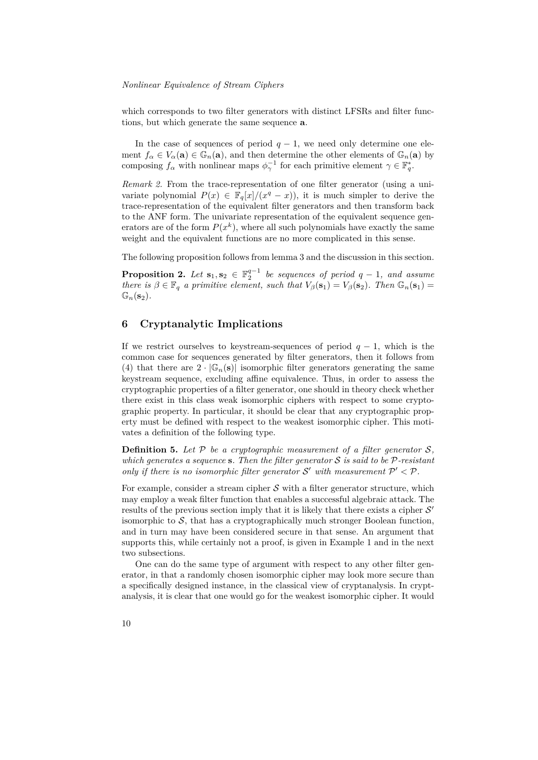which corresponds to two filter generators with distinct LFSRs and filter functions, but which generate the same sequence $\mathbf{a}$.

In the case of sequences of period $q-1$, we need only determine one element $f_\alpha \in V_\alpha(\mathbf{a}) \in \mathbb{G}_n(\mathbf{a})$, and then determine the other elements of $\mathbb{G}_n(\mathbf{a})$ by composing $f_\alpha$ with nonlinear maps $\phi_\gamma^{-1}$ for each primitive element $\gamma \in \mathbb{F}_q^*$.

*Remark 2.* From the trace-representation of one filter generator (using a univariate polynomial $P(x) \in \mathbb{F}_q[x]/(x^q - x)$), it is much simpler to derive the trace-representation of the equivalent filter generators and then transform back to the ANF form. The univariate representation of the equivalent sequence generators are of the form $P(x^k)$, where all such polynomials have exactly the same weight and the equivalent functions are no more complicated in this sense.

The following proposition follows from lemma 3 and the discussion in this section.

**Proposition 2.** *Let $\mathbf{s}_1, \mathbf{s}_2 \in \mathbb{F}_2^{q-1}$ be sequences of period $q-1$, and assume there is $\beta \in \mathbb{F}_q$ a primitive element, such that $V_\beta(\mathbf{s}_1) = V_\beta(\mathbf{s}_2)$. Then $\mathbb{G}_n(\mathbf{s}_1) = \mathbb{G}_n(\mathbf{s}_2)$.*

## 6 Cryptanalytic Implications

If we restrict ourselves to keystream-sequences of period $q-1$, which is the common case for sequences generated by filter generators, then it follows from (4) that there are $2 \cdot |\mathbb{G}_n(\mathbf{s})|$ isomorphic filter generators generating the same keystream sequence, excluding affine equivalence. Thus, in order to assess the cryptographic properties of a filter generator, one should in theory check whether there exist in this class weak isomorphic ciphers with respect to some cryptographic property. In particular, it should be clear that any cryptographic property must be defined with respect to the weakest isomorphic cipher. This motivates a definition of the following type.

**Definition 5.** *Let $\mathcal{P}$ be a cryptographic measurement of a filter generator $\mathcal{S}$, which generates a sequence $\mathbf{s}$. Then the filter generator $\mathcal{S}$ is said to be $\mathcal{P}$-resistant only if there is no isomorphic filter generator $\mathcal{S}'$ with measurement $\mathcal{P}' < \mathcal{P}$.*

For example, consider a stream cipher $\mathcal{S}$ with a filter generator structure, which may employ a weak filter function that enables a successful algebraic attack. The results of the previous section imply that it is likely that there exists a cipher $\mathcal{S}'$ isomorphic to $\mathcal{S}$, that has a cryptographically much stronger Boolean function, and in turn may have been considered secure in that sense. An argument that supports this, while certainly not a proof, is given in Example 1 and in the next two subsections.

One can do the same type of argument with respect to any other filter generator, in that a randomly chosen isomorphic cipher may look more secure than a specifically designed instance, in the classical view of cryptanalysis. In cryptanalysis, it is clear that one would go for the weakest isomorphic cipher. It would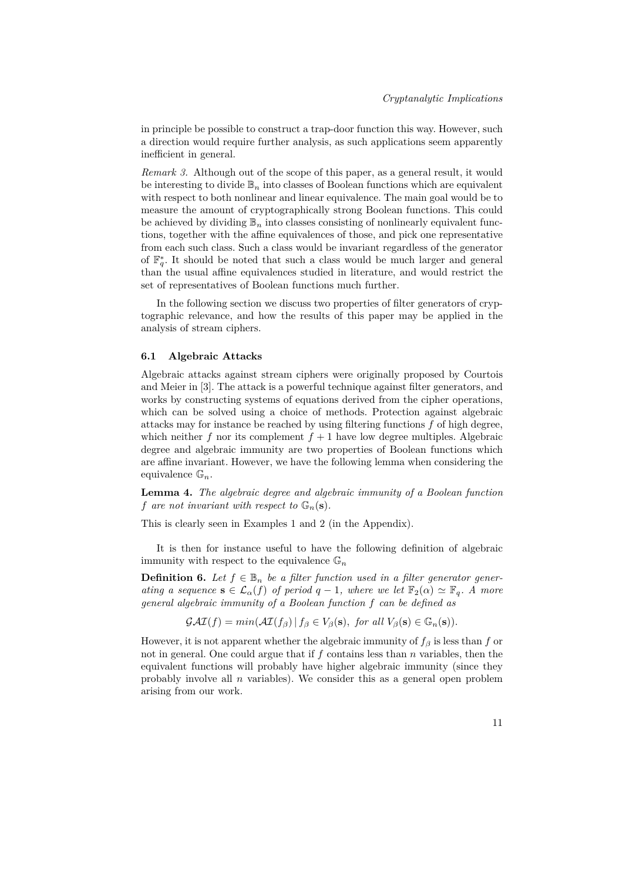in principle be possible to construct a trap-door function this way. However, such a direction would require further analysis, as such applications seem apparently inefficient in general.

*Remark 3.* Although out of the scope of this paper, as a general result, it would be interesting to divide $\mathbb{B}_n$ into classes of Boolean functions which are equivalent with respect to both nonlinear and linear equivalence. The main goal would be to measure the amount of cryptographically strong Boolean functions. This could be achieved by dividing $\mathbb{B}_n$ into classes consisting of nonlinearly equivalent functions, together with the affine equivalences of those, and pick one representative from each such class. Such a class would be invariant regardless of the generator of $\mathbb{F}_q^*$. It should be noted that such a class would be much larger and general than the usual affine equivalences studied in literature, and would restrict the set of representatives of Boolean functions much further.

In the following section we discuss two properties of filter generators of cryptographic relevance, and how the results of this paper may be applied in the analysis of stream ciphers.

### 6.1 Algebraic Attacks

Algebraic attacks against stream ciphers were originally proposed by Courtois and Meier in [3]. The attack is a powerful technique against filter generators, and works by constructing systems of equations derived from the cipher operations, which can be solved using a choice of methods. Protection against algebraic attacks may for instance be reached by using filtering functions $f$ of high degree, which neither $f$ nor its complement $f + 1$ have low degree multiples. Algebraic degree and algebraic immunity are two properties of Boolean functions which are affine invariant. However, we have the following lemma when considering the equivalence $\mathbb{G}_n$.

**Lemma 4.** *The algebraic degree and algebraic immunity of a Boolean function $f$ are not invariant with respect to $\mathbb{G}_n(\mathbf{s})$.*

This is clearly seen in Examples 1 and 2 (in the Appendix).

It is then for instance useful to have the following definition of algebraic immunity with respect to the equivalence $\mathbb{G}_n$

**Definition 6.** *Let $f \in \mathbb{B}_n$ be a filter function used in a filter generator generating a sequence $\mathbf{s} \in \mathcal{L}_\alpha(f)$ of period $q - 1$, where we let $\mathbb{F}_2(\alpha) \simeq \mathbb{F}_q$. A more general algebraic immunity of a Boolean function $f$ can be defined as*

$$\mathcal{GAI}(f) = min(\mathcal{AI}(f_\beta) \,|\, f_\beta \in V_\beta(\mathbf{s}),\ for\ all\ V_\beta(\mathbf{s}) \in \mathbb{G}_n(\mathbf{s})).$$

However, it is not apparent whether the algebraic immunity of $f_\beta$ is less than $f$ or not in general. One could argue that if $f$ contains less than $n$ variables, then the equivalent functions will probably have higher algebraic immunity (since they probably involve all $n$ variables). We consider this as a general open problem arising from our work.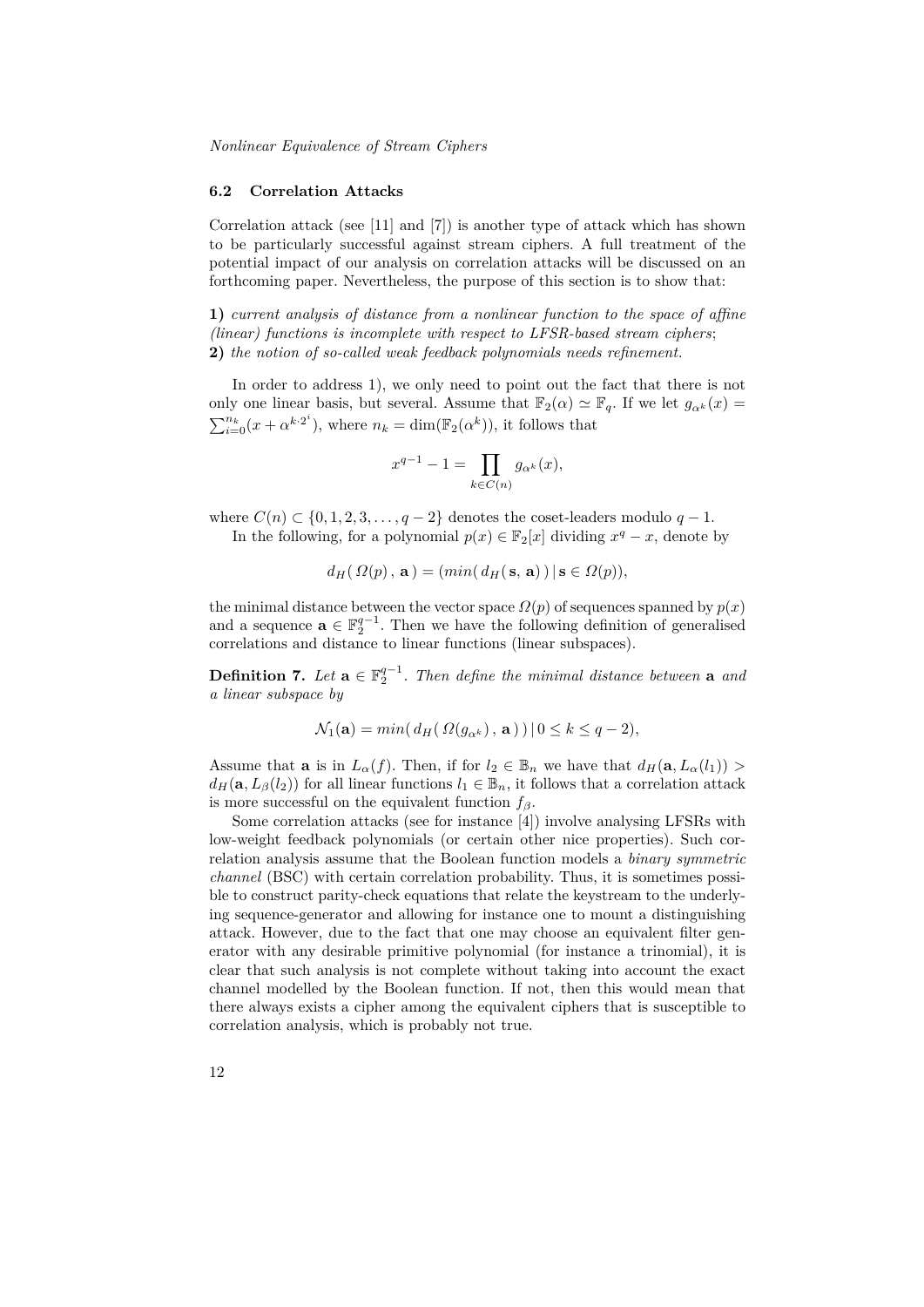### 6.2 Correlation Attacks

Correlation attack (see [11] and [7]) is another type of attack which has shown to be particularly successful against stream ciphers. A full treatment of the potential impact of our analysis on correlation attacks will be discussed on an forthcoming paper. Nevertheless, the purpose of this section is to show that:

**1)** *current analysis of distance from a nonlinear function to the space of affine (linear) functions is incomplete with respect to LFSR-based stream ciphers*;
**2)** *the notion of so-called weak feedback polynomials needs refinement.*

In order to address 1), we only need to point out the fact that there is not only one linear basis, but several. Assume that $\mathbb{F}_2(\alpha) \simeq \mathbb{F}_q$. If we let $g_{\alpha^k}(x) = \sum_{i=0}^{n_k}(x + \alpha^{k \cdot 2^i})$, where $n_k = \dim(\mathbb{F}_2(\alpha^k))$, it follows that

$$x^{q-1} - 1 = \prod_{k \in C(n)} g_{\alpha^k}(x),$$

where $C(n) \subset \{0, 1, 2, 3, \ldots, q-2\}$ denotes the coset-leaders modulo $q-1$.

In the following, for a polynomial $p(x) \in \mathbb{F}_2[x]$ dividing $x^q - x$, denote by

$$d_H(\,\Omega(p)\,,\,\mathbf{a}\,) = (min(\,d_H(\,\mathbf{s},\,\mathbf{a})\,)\,|\,\mathbf{s} \in \Omega(p)),$$

the minimal distance between the vector space $\Omega(p)$ of sequences spanned by $p(x)$ and a sequence $\mathbf{a} \in \mathbb{F}_2^{q-1}$. Then we have the following definition of generalised correlations and distance to linear functions (linear subspaces).

**Definition 7.** *Let $\mathbf{a} \in \mathbb{F}_2^{q-1}$. Then define the minimal distance between $\mathbf{a}$ and a linear subspace by*

$$\mathcal{N}_1(\mathbf{a}) = min(\,d_H(\,\Omega(g_{\alpha^k})\,,\,\mathbf{a}\,)\,)\,|\,0 \le k \le q-2),$$

Assume that $\mathbf{a}$ is in $L_\alpha(f)$. Then, if for $l_2 \in \mathbb{B}_n$ we have that $d_H(\mathbf{a}, L_\alpha(l_1)) > d_H(\mathbf{a}, L_\beta(l_2))$ for all linear functions $l_1 \in \mathbb{B}_n$, it follows that a correlation attack is more successful on the equivalent function $f_\beta$.

Some correlation attacks (see for instance [4]) involve analysing LFSRs with low-weight feedback polynomials (or certain other nice properties). Such correlation analysis assume that the Boolean function models a *binary symmetric channel* (BSC) with certain correlation probability. Thus, it is sometimes possible to construct parity-check equations that relate the keystream to the underlying sequence-generator and allowing for instance one to mount a distinguishing attack. However, due to the fact that one may choose an equivalent filter generator with any desirable primitive polynomial (for instance a trinomial), it is clear that such analysis is not complete without taking into account the exact channel modelled by the Boolean function. If not, then this would mean that there always exists a cipher among the equivalent ciphers that is susceptible to correlation analysis, which is probably not true.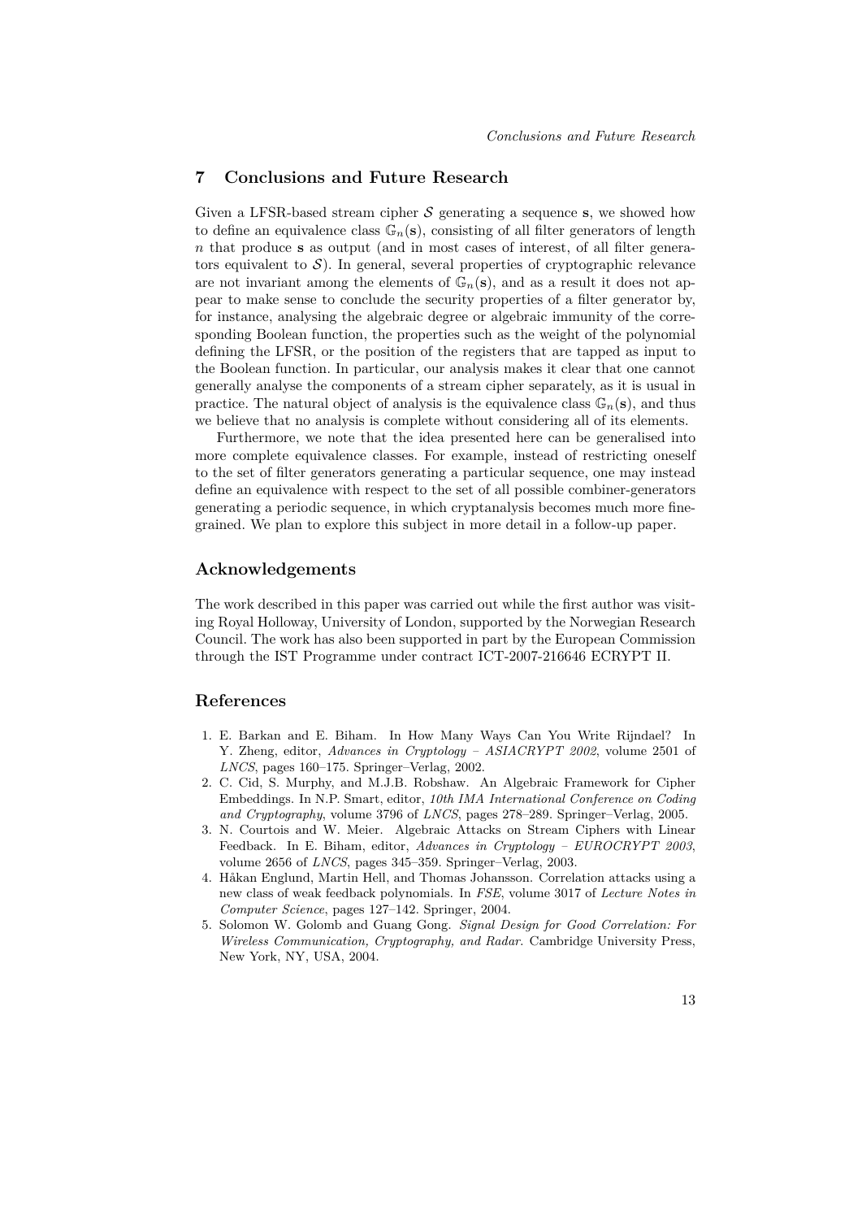## 7 Conclusions and Future Research

Given a LFSR-based stream cipher $\mathcal{S}$ generating a sequence $\mathbf{s}$, we showed how to define an equivalence class $\mathbb{G}_n(\mathbf{s})$, consisting of all filter generators of length $n$ that produce $\mathbf{s}$ as output (and in most cases of interest, of all filter generators equivalent to $\mathcal{S}$). In general, several properties of cryptographic relevance are not invariant among the elements of $\mathbb{G}_n(\mathbf{s})$, and as a result it does not appear to make sense to conclude the security properties of a filter generator by, for instance, analysing the algebraic degree or algebraic immunity of the corresponding Boolean function, the properties such as the weight of the polynomial defining the LFSR, or the position of the registers that are tapped as input to the Boolean function. In particular, our analysis makes it clear that one cannot generally analyse the components of a stream cipher separately, as it is usual in practice. The natural object of analysis is the equivalence class $\mathbb{G}_n(\mathbf{s})$, and thus we believe that no analysis is complete without considering all of its elements.

Furthermore, we note that the idea presented here can be generalised into more complete equivalence classes. For example, instead of restricting oneself to the set of filter generators generating a particular sequence, one may instead define an equivalence with respect to the set of all possible combiner-generators generating a periodic sequence, in which cryptanalysis becomes much more fine-grained. We plan to explore this subject in more detail in a follow-up paper.

## Acknowledgements

The work described in this paper was carried out while the first author was visiting Royal Holloway, University of London, supported by the Norwegian Research Council. The work has also been supported in part by the European Commission through the IST Programme under contract ICT-2007-216646 ECRYPT II.

## References

1. E. Barkan and E. Biham. In How Many Ways Can You Write Rijndael? In Y. Zheng, editor, *Advances in Cryptology – ASIACRYPT 2002*, volume 2501 of *LNCS*, pages 160–175. Springer–Verlag, 2002.
2. C. Cid, S. Murphy, and M.J.B. Robshaw. An Algebraic Framework for Cipher Embeddings. In N.P. Smart, editor, *10th IMA International Conference on Coding and Cryptography*, volume 3796 of *LNCS*, pages 278–289. Springer–Verlag, 2005.
3. N. Courtois and W. Meier. Algebraic Attacks on Stream Ciphers with Linear Feedback. In E. Biham, editor, *Advances in Cryptology – EUROCRYPT 2003*, volume 2656 of *LNCS*, pages 345–359. Springer–Verlag, 2003.
4. Håkan Englund, Martin Hell, and Thomas Johansson. Correlation attacks using a new class of weak feedback polynomials. In *FSE*, volume 3017 of *Lecture Notes in Computer Science*, pages 127–142. Springer, 2004.
5. Solomon W. Golomb and Guang Gong. *Signal Design for Good Correlation: For Wireless Communication, Cryptography, and Radar*. Cambridge University Press, New York, NY, USA, 2004.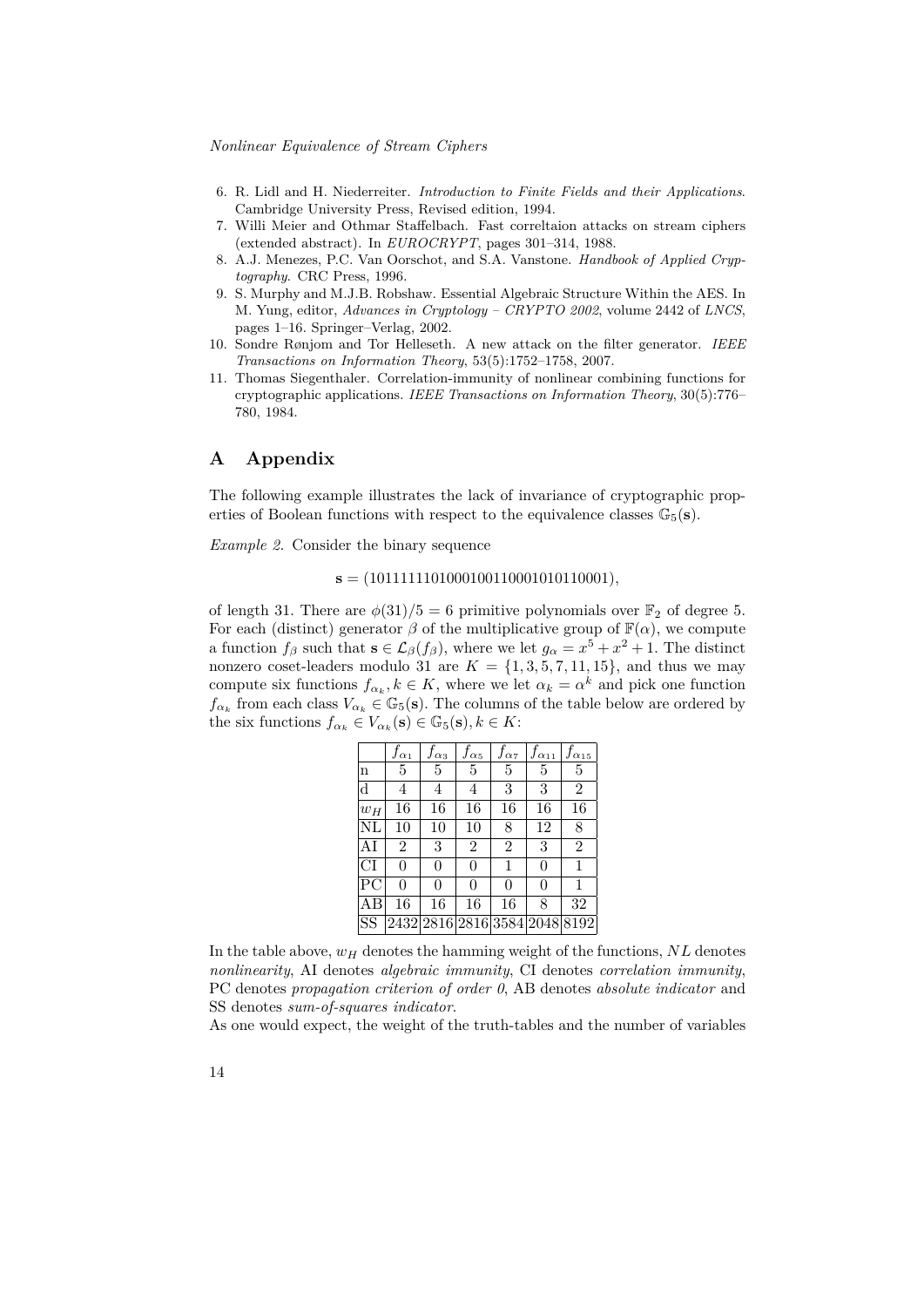6. R. Lidl and H. Niederreiter. *Introduction to Finite Fields and their Applications*. Cambridge University Press, Revised edition, 1994.
7. Willi Meier and Othmar Staffelbach. Fast correltaion attacks on stream ciphers (extended abstract). In *EUROCRYPT*, pages 301–314, 1988.
8. A.J. Menezes, P.C. Van Oorschot, and S.A. Vanstone. *Handbook of Applied Cryptography*. CRC Press, 1996.
9. S. Murphy and M.J.B. Robshaw. Essential Algebraic Structure Within the AES. In M. Yung, editor, *Advances in Cryptology – CRYPTO 2002*, volume 2442 of *LNCS*, pages 1–16. Springer–Verlag, 2002.
10. Sondre Rønjom and Tor Helleseth. A new attack on the filter generator. *IEEE Transactions on Information Theory*, 53(5):1752–1758, 2007.
11. Thomas Siegenthaler. Correlation-immunity of nonlinear combining functions for cryptographic applications. *IEEE Transactions on Information Theory*, 30(5):776–780, 1984.

# A Appendix

The following example illustrates the lack of invariance of cryptographic properties of Boolean functions with respect to the equivalence classes $\mathbb{G}_5(\mathbf{s})$.

*Example 2.* Consider the binary sequence

$$\mathbf{s} = (1011111101000100110001010110001),$$

of length 31. There are $\phi(31)/5 = 6$ primitive polynomials over $\mathbb{F}_2$ of degree 5. For each (distinct) generator $\beta$ of the multiplicative group of $\mathbb{F}(\alpha)$, we compute a function $f_\beta$ such that $\mathbf{s} \in \mathcal{L}_\beta(f_\beta)$, where we let $g_\alpha = x^5 + x^2 + 1$. The distinct nonzero coset-leaders modulo 31 are $K = \{1, 3, 5, 7, 11, 15\}$, and thus we may compute six functions $f_{\alpha_k}, k \in K$, where we let $\alpha_k = \alpha^k$ and pick one function $f_{\alpha_k}$ from each class $V_{\alpha_k} \in \mathbb{G}_5(\mathbf{s})$. The columns of the table below are ordered by the six functions $f_{\alpha_k} \in V_{\alpha_k}(\mathbf{s}) \in \mathbb{G}_5(\mathbf{s}), k \in K$:

| | $f_{\alpha_1}$ | $f_{\alpha_3}$ | $f_{\alpha_5}$ | $f_{\alpha_7}$ | $f_{\alpha_{11}}$ | $f_{\alpha_{15}}$ |
|---|---|---|---|---|---|---|
| n | 5 | 5 | 5 | 5 | 5 | 5 |
| d | 4 | 4 | 4 | 3 | 3 | 2 |
| $w_H$ | 16 | 16 | 16 | 16 | 16 | 16 |
| NL | 10 | 10 | 10 | 8 | 12 | 8 |
| AI | 2 | 3 | 2 | 2 | 3 | 2 |
| CI | 0 | 0 | 0 | 1 | 0 | 1 |
| PC | 0 | 0 | 0 | 0 | 0 | 1 |
| AB | 16 | 16 | 16 | 16 | 8 | 32 |
| SS | 2432 | 2816 | 2816 | 3584 | 2048 | 8192 |

In the table above, $w_H$ denotes the hamming weight of the functions, $NL$ denotes *nonlinearity*, AI denotes *algebraic immunity*, CI denotes *correlation immunity*, PC denotes *propagation criterion of order 0*, AB denotes *absolute indicator* and SS denotes *sum-of-squares indicator*.

As one would expect, the weight of the truth-tables and the number of variables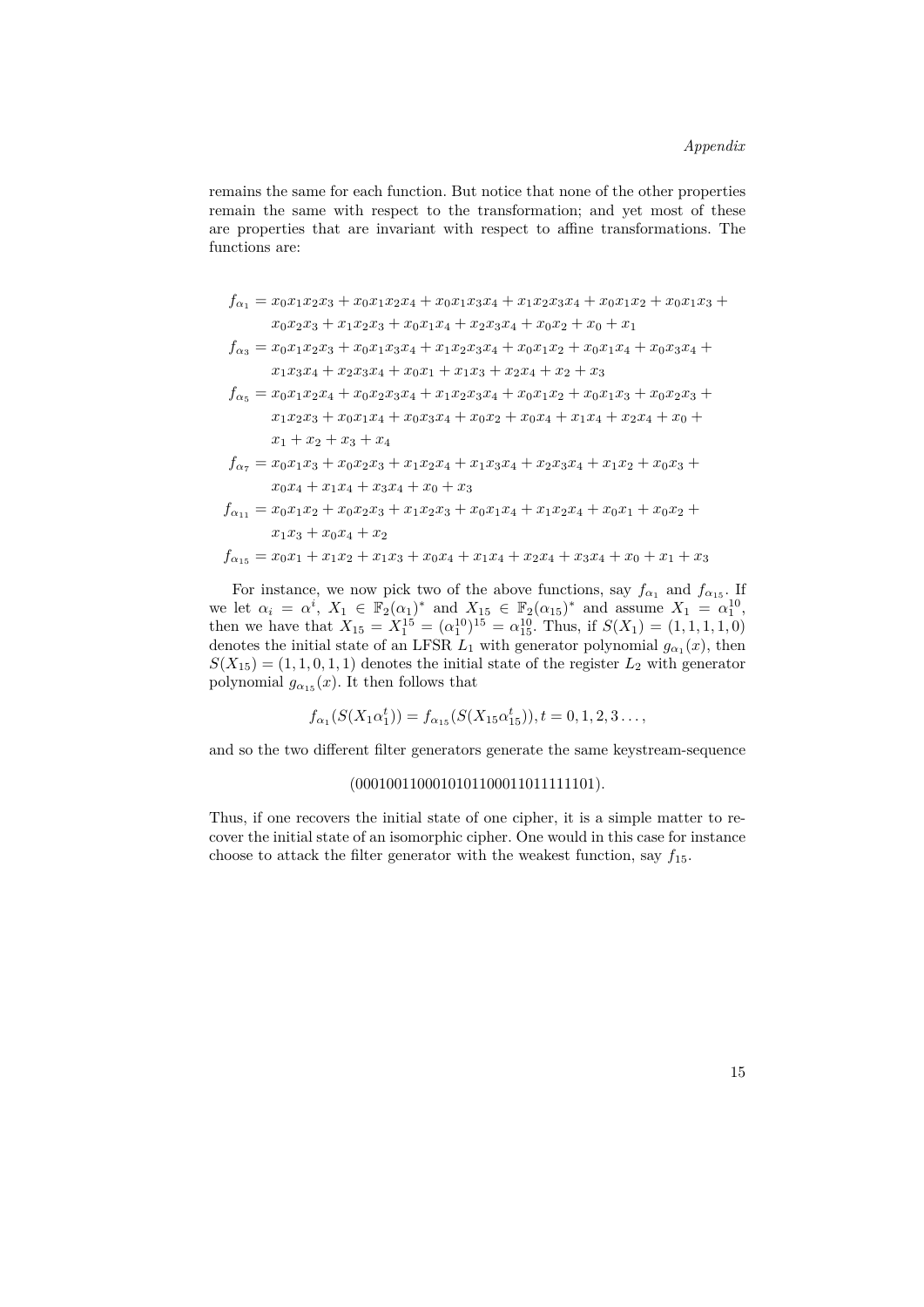remains the same for each function. But notice that none of the other properties remain the same with respect to the transformation; and yet most of these are properties that are invariant with respect to affine transformations. The functions are:

$$
\begin{aligned}
f_{\alpha_1} &= x_0x_1x_2x_3 + x_0x_1x_2x_4 + x_0x_1x_3x_4 + x_1x_2x_3x_4 + x_0x_1x_2 + x_0x_1x_3 + \\
&\quad x_0x_2x_3 + x_1x_2x_3 + x_0x_1x_4 + x_2x_3x_4 + x_0x_2 + x_0 + x_1 \\
f_{\alpha_3} &= x_0x_1x_2x_3 + x_0x_1x_3x_4 + x_1x_2x_3x_4 + x_0x_1x_2 + x_0x_1x_4 + x_0x_3x_4 + \\
&\quad x_1x_3x_4 + x_2x_3x_4 + x_0x_1 + x_1x_3 + x_2x_4 + x_2 + x_3 \\
f_{\alpha_5} &= x_0x_1x_2x_4 + x_0x_2x_3x_4 + x_1x_2x_3x_4 + x_0x_1x_2 + x_0x_1x_3 + x_0x_2x_3 + \\
&\quad x_1x_2x_3 + x_0x_1x_4 + x_0x_3x_4 + x_0x_2 + x_0x_4 + x_1x_4 + x_2x_4 + x_0 + \\
&\quad x_1 + x_2 + x_3 + x_4 \\
f_{\alpha_7} &= x_0x_1x_3 + x_0x_2x_3 + x_1x_2x_4 + x_1x_3x_4 + x_2x_3x_4 + x_1x_2 + x_0x_3 + \\
&\quad x_0x_4 + x_1x_4 + x_3x_4 + x_0 + x_3 \\
f_{\alpha_{11}} &= x_0x_1x_2 + x_0x_2x_3 + x_1x_2x_3 + x_0x_1x_4 + x_1x_2x_4 + x_0x_1 + x_0x_2 + \\
&\quad x_1x_3 + x_0x_4 + x_2 \\
f_{\alpha_{15}} &= x_0x_1 + x_1x_2 + x_1x_3 + x_0x_4 + x_1x_4 + x_2x_4 + x_3x_4 + x_0 + x_1 + x_3
\end{aligned}
$$

For instance, we now pick two of the above functions, say $f_{\alpha_1}$ and $f_{\alpha_{15}}$. If we let $\alpha_i = \alpha^i$, $X_1 \in \mathbb{F}_2(\alpha_1)^*$ and $X_{15} \in \mathbb{F}_2(\alpha_{15})^*$ and assume $X_1 = \alpha_1^{10}$, then we have that $X_{15} = X_1^{15} = (\alpha_1^{10})^{15} = \alpha_{15}^{10}$. Thus, if $S(X_1) = (1,1,1,1,0)$ denotes the initial state of an LFSR $L_1$ with generator polynomial $g_{\alpha_1}(x)$, then $S(X_{15}) = (1,1,0,1,1)$ denotes the initial state of the register $L_2$ with generator polynomial $g_{\alpha_{15}}(x)$. It then follows that

$$f_{\alpha_1}(S(X_1\alpha_1^t)) = f_{\alpha_{15}}(S(X_{15}\alpha_{15}^t)), t = 0, 1, 2, 3\ldots,$$

and so the two different filter generators generate the same keystream-sequence

$$(0001001100010101100011011111101).$$

Thus, if one recovers the initial state of one cipher, it is a simple matter to recover the initial state of an isomorphic cipher. One would in this case for instance choose to attack the filter generator with the weakest function, say $f_{15}$.